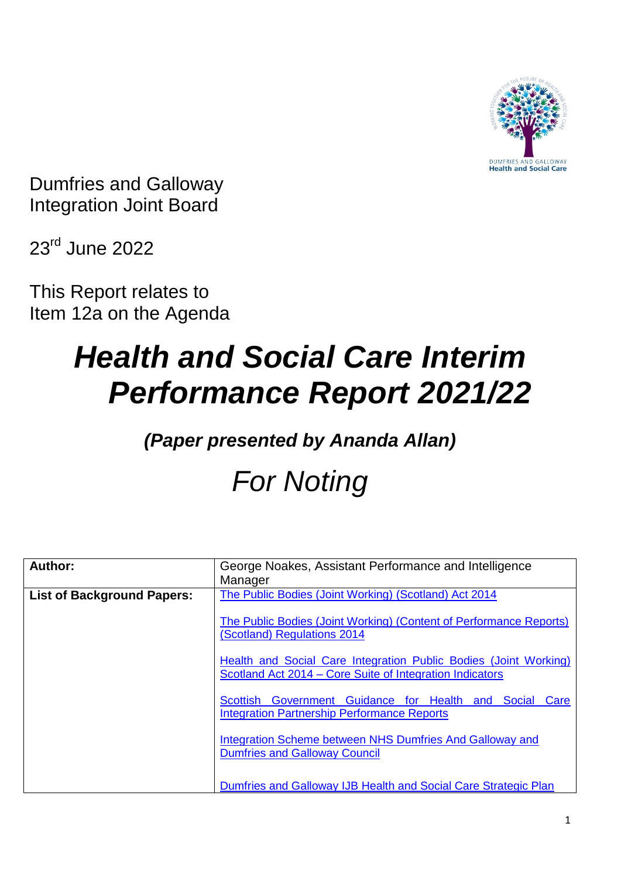Dumfries and Galloway
Integration Joint Board

23rd June 2022

This Report relates to
Item 12a on the Agenda

# *Health and Social Care Interim Performance Report 2021/22*

***(Paper presented by Ananda Allan)***

## *For Noting*

| **Author:** | George Noakes, Assistant Performance and Intelligence Manager |
|---|---|
| **List of Background Papers:** | The Public Bodies (Joint Working) (Scotland) Act 2014<br><br>The Public Bodies (Joint Working) (Content of Performance Reports) (Scotland) Regulations 2014<br><br>Health and Social Care Integration Public Bodies (Joint Working) Scotland Act 2014 – Core Suite of Integration Indicators<br><br>Scottish Government Guidance for Health and Social Care Integration Partnership Performance Reports<br><br>Integration Scheme between NHS Dumfries And Galloway and Dumfries and Galloway Council<br><br>Dumfries and Galloway IJB Health and Social Care Strategic Plan |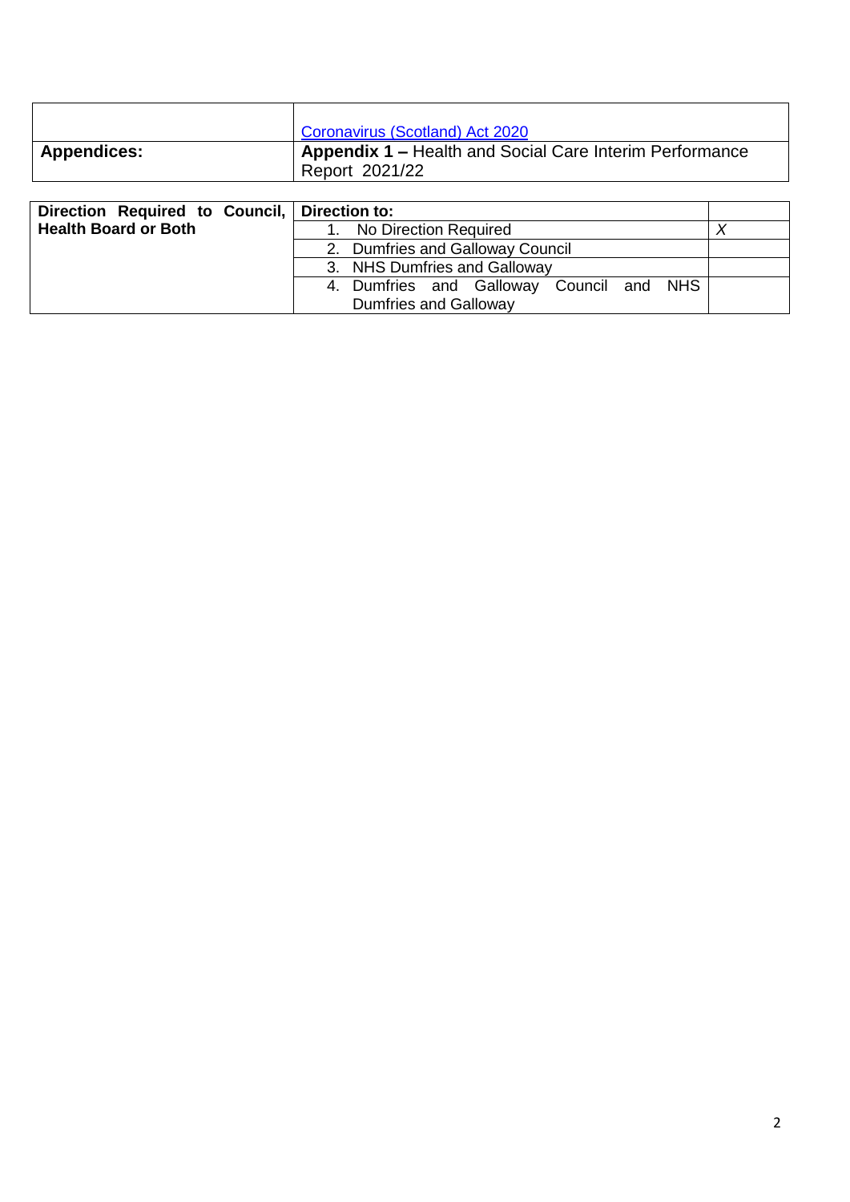| | |
|---|---|
| | [Coronavirus (Scotland) Act 2020](#) |
| **Appendices:** | **Appendix 1 –** Health and Social Care Interim Performance Report 2021/22 |

| **Direction Required to Council, Health Board or Both** | **Direction to:** | |
|---|---|---|
| | 1. No Direction Required | *X* |
| | 2. Dumfries and Galloway Council | |
| | 3. NHS Dumfries and Galloway | |
| | 4. Dumfries and Galloway Council and NHS Dumfries and Galloway | |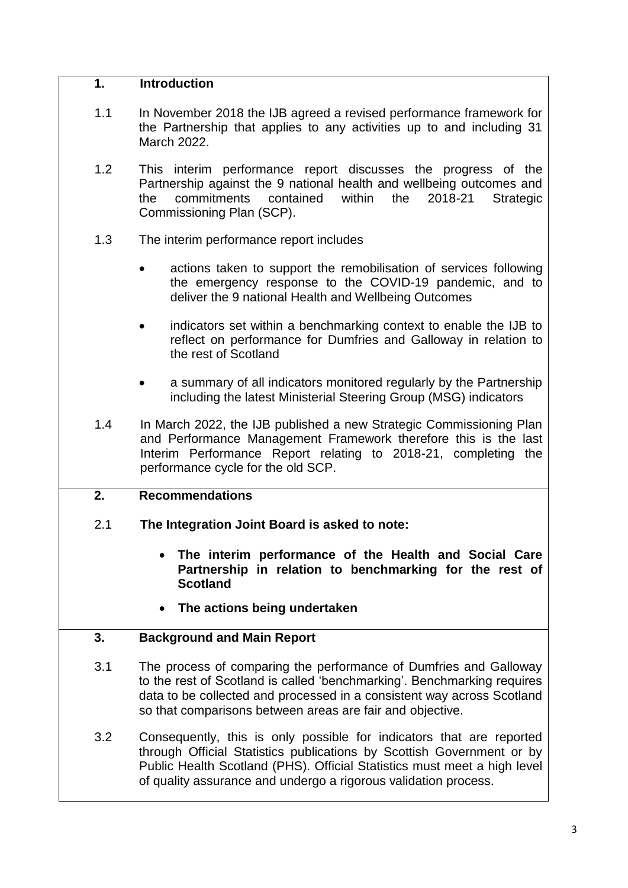## 1. Introduction

1.1 In November 2018 the IJB agreed a revised performance framework for the Partnership that applies to any activities up to and including 31 March 2022.

1.2 This interim performance report discusses the progress of the Partnership against the 9 national health and wellbeing outcomes and the commitments contained within the 2018-21 Strategic Commissioning Plan (SCP).

1.3 The interim performance report includes

- actions taken to support the remobilisation of services following the emergency response to the COVID-19 pandemic, and to deliver the 9 national Health and Wellbeing Outcomes
- indicators set within a benchmarking context to enable the IJB to reflect on performance for Dumfries and Galloway in relation to the rest of Scotland
- a summary of all indicators monitored regularly by the Partnership including the latest Ministerial Steering Group (MSG) indicators

1.4 In March 2022, the IJB published a new Strategic Commissioning Plan and Performance Management Framework therefore this is the last Interim Performance Report relating to 2018-21, completing the performance cycle for the old SCP.

## 2. Recommendations

2.1 **The Integration Joint Board is asked to note:**

- **The interim performance of the Health and Social Care Partnership in relation to benchmarking for the rest of Scotland**
- **The actions being undertaken**

## 3. Background and Main Report

3.1 The process of comparing the performance of Dumfries and Galloway to the rest of Scotland is called 'benchmarking'. Benchmarking requires data to be collected and processed in a consistent way across Scotland so that comparisons between areas are fair and objective.

3.2 Consequently, this is only possible for indicators that are reported through Official Statistics publications by Scottish Government or by Public Health Scotland (PHS). Official Statistics must meet a high level of quality assurance and undergo a rigorous validation process.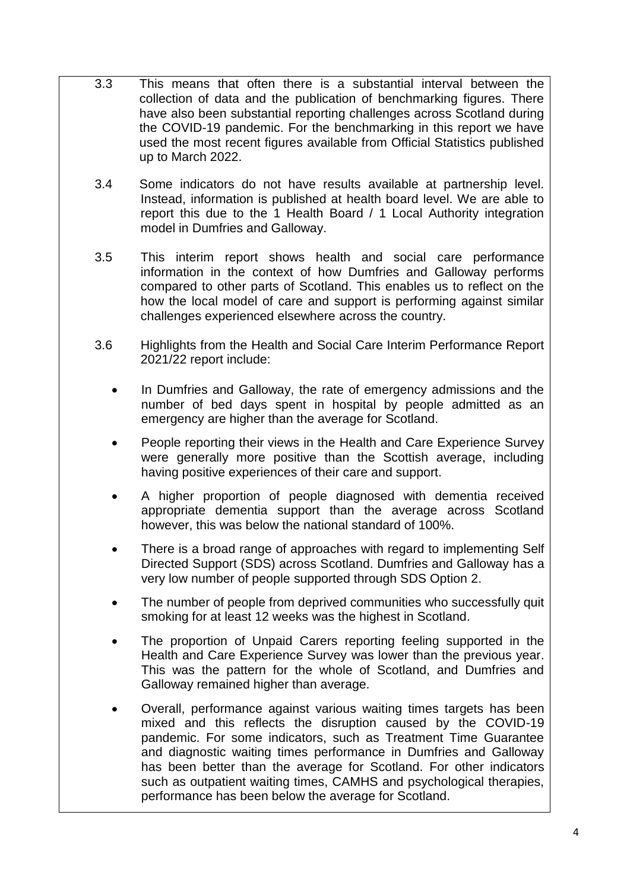3.3 This means that often there is a substantial interval between the collection of data and the publication of benchmarking figures. There have also been substantial reporting challenges across Scotland during the COVID-19 pandemic. For the benchmarking in this report we have used the most recent figures available from Official Statistics published up to March 2022.

3.4 Some indicators do not have results available at partnership level. Instead, information is published at health board level. We are able to report this due to the 1 Health Board / 1 Local Authority integration model in Dumfries and Galloway.

3.5 This interim report shows health and social care performance information in the context of how Dumfries and Galloway performs compared to other parts of Scotland. This enables us to reflect on the how the local model of care and support is performing against similar challenges experienced elsewhere across the country.

3.6 Highlights from the Health and Social Care Interim Performance Report 2021/22 report include:

- In Dumfries and Galloway, the rate of emergency admissions and the number of bed days spent in hospital by people admitted as an emergency are higher than the average for Scotland.
- People reporting their views in the Health and Care Experience Survey were generally more positive than the Scottish average, including having positive experiences of their care and support.
- A higher proportion of people diagnosed with dementia received appropriate dementia support than the average across Scotland however, this was below the national standard of 100%.
- There is a broad range of approaches with regard to implementing Self Directed Support (SDS) across Scotland. Dumfries and Galloway has a very low number of people supported through SDS Option 2.
- The number of people from deprived communities who successfully quit smoking for at least 12 weeks was the highest in Scotland.
- The proportion of Unpaid Carers reporting feeling supported in the Health and Care Experience Survey was lower than the previous year. This was the pattern for the whole of Scotland, and Dumfries and Galloway remained higher than average.
- Overall, performance against various waiting times targets has been mixed and this reflects the disruption caused by the COVID-19 pandemic. For some indicators, such as Treatment Time Guarantee and diagnostic waiting times performance in Dumfries and Galloway has been better than the average for Scotland. For other indicators such as outpatient waiting times, CAMHS and psychological therapies, performance has been below the average for Scotland.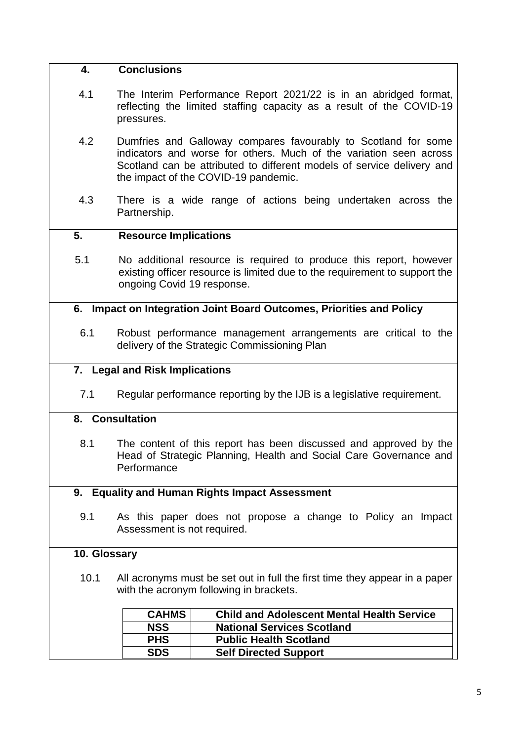## 4. Conclusions

4.1 The Interim Performance Report 2021/22 is in an abridged format, reflecting the limited staffing capacity as a result of the COVID-19 pressures.

4.2 Dumfries and Galloway compares favourably to Scotland for some indicators and worse for others. Much of the variation seen across Scotland can be attributed to different models of service delivery and the impact of the COVID-19 pandemic.

4.3 There is a wide range of actions being undertaken across the Partnership.

## 5. Resource Implications

5.1 No additional resource is required to produce this report, however existing officer resource is limited due to the requirement to support the ongoing Covid 19 response.

## 6. Impact on Integration Joint Board Outcomes, Priorities and Policy

6.1 Robust performance management arrangements are critical to the delivery of the Strategic Commissioning Plan

## 7. Legal and Risk Implications

7.1 Regular performance reporting by the IJB is a legislative requirement.

## 8. Consultation

8.1 The content of this report has been discussed and approved by the Head of Strategic Planning, Health and Social Care Governance and Performance

## 9. Equality and Human Rights Impact Assessment

9.1 As this paper does not propose a change to Policy an Impact Assessment is not required.

## 10. Glossary

10.1 All acronyms must be set out in full the first time they appear in a paper with the acronym following in brackets.

| | |
|---|---|
| **CAHMS** | **Child and Adolescent Mental Health Service** |
| **NSS** | **National Services Scotland** |
| **PHS** | **Public Health Scotland** |
| **SDS** | **Self Directed Support** |